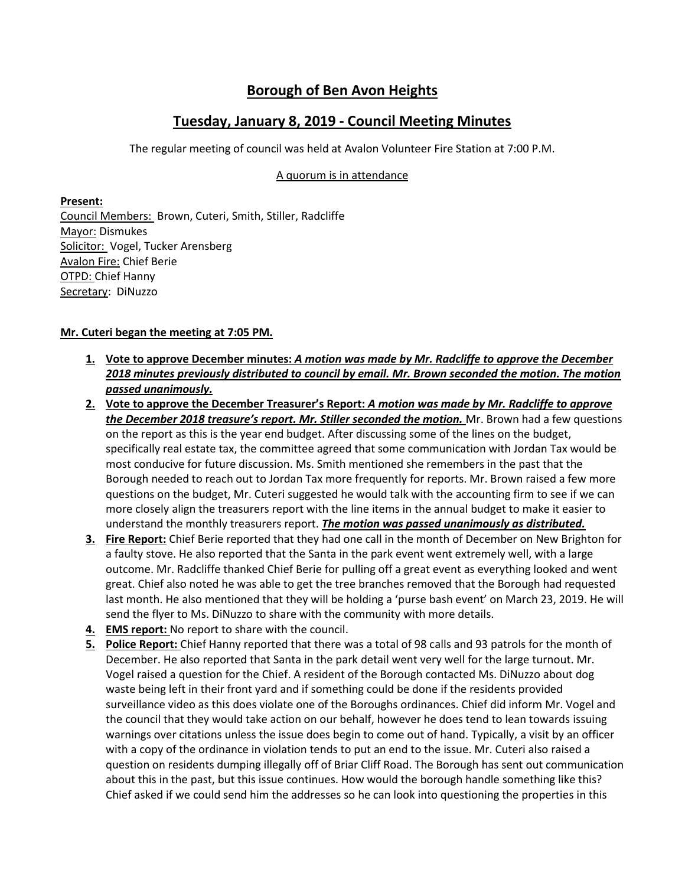# **Borough of Ben Avon Heights**

## **Tuesday, January 8, 2019 - Council Meeting Minutes**

The regular meeting of council was held at Avalon Volunteer Fire Station at 7:00 P.M.

A quorum is in attendance

**Present:**
Council Members: Brown, Cuteri, Smith, Stiller, Radcliffe
Mayor: Dismukes
Solicitor: Vogel, Tucker Arensberg
Avalon Fire: Chief Berie
OTPD: Chief Hanny
Secretary: DiNuzzo

**Mr. Cuteri began the meeting at 7:05 PM.**

1. **Vote to approve December minutes:** ***A motion was made by Mr. Radcliffe to approve the December 2018 minutes previously distributed to council by email. Mr. Brown seconded the motion. The motion passed unanimously.***
2. **Vote to approve the December Treasurer's Report:** ***A motion was made by Mr. Radcliffe to approve the December 2018 treasure's report. Mr. Stiller seconded the motion.*** Mr. Brown had a few questions on the report as this is the year end budget. After discussing some of the lines on the budget, specifically real estate tax, the committee agreed that some communication with Jordan Tax would be most conducive for future discussion. Ms. Smith mentioned she remembers in the past that the Borough needed to reach out to Jordan Tax more frequently for reports. Mr. Brown raised a few more questions on the budget, Mr. Cuteri suggested he would talk with the accounting firm to see if we can more closely align the treasurers report with the line items in the annual budget to make it easier to understand the monthly treasurers report. ***The motion was passed unanimously as distributed.***
3. **Fire Report:** Chief Berie reported that they had one call in the month of December on New Brighton for a faulty stove. He also reported that the Santa in the park event went extremely well, with a large outcome. Mr. Radcliffe thanked Chief Berie for pulling off a great event as everything looked and went great. Chief also noted he was able to get the tree branches removed that the Borough had requested last month. He also mentioned that they will be holding a 'purse bash event' on March 23, 2019. He will send the flyer to Ms. DiNuzzo to share with the community with more details.
4. **EMS report:** No report to share with the council.
5. **Police Report:** Chief Hanny reported that there was a total of 98 calls and 93 patrols for the month of December. He also reported that Santa in the park detail went very well for the large turnout. Mr. Vogel raised a question for the Chief. A resident of the Borough contacted Ms. DiNuzzo about dog waste being left in their front yard and if something could be done if the residents provided surveillance video as this does violate one of the Boroughs ordinances. Chief did inform Mr. Vogel and the council that they would take action on our behalf, however he does tend to lean towards issuing warnings over citations unless the issue does begin to come out of hand. Typically, a visit by an officer with a copy of the ordinance in violation tends to put an end to the issue. Mr. Cuteri also raised a question on residents dumping illegally off of Briar Cliff Road. The Borough has sent out communication about this in the past, but this issue continues. How would the borough handle something like this? Chief asked if we could send him the addresses so he can look into questioning the properties in this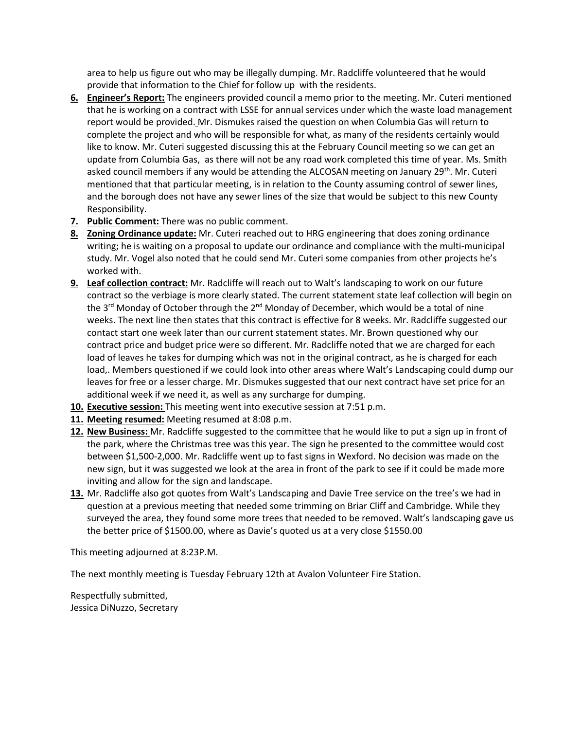area to help us figure out who may be illegally dumping. Mr. Radcliffe volunteered that he would provide that information to the Chief for follow up with the residents.

6. **Engineer's Report:** The engineers provided council a memo prior to the meeting. Mr. Cuteri mentioned that he is working on a contract with LSSE for annual services under which the waste load management report would be provided. Mr. Dismukes raised the question on when Columbia Gas will return to complete the project and who will be responsible for what, as many of the residents certainly would like to know. Mr. Cuteri suggested discussing this at the February Council meeting so we can get an update from Columbia Gas, as there will not be any road work completed this time of year. Ms. Smith asked council members if any would be attending the ALCOSAN meeting on January 29th. Mr. Cuteri mentioned that that particular meeting, is in relation to the County assuming control of sewer lines, and the borough does not have any sewer lines of the size that would be subject to this new County Responsibility.
7. **Public Comment:** There was no public comment.
8. **Zoning Ordinance update:** Mr. Cuteri reached out to HRG engineering that does zoning ordinance writing; he is waiting on a proposal to update our ordinance and compliance with the multi-municipal study. Mr. Vogel also noted that he could send Mr. Cuteri some companies from other projects he's worked with.
9. **Leaf collection contract:** Mr. Radcliffe will reach out to Walt's landscaping to work on our future contract so the verbiage is more clearly stated. The current statement state leaf collection will begin on the 3rd Monday of October through the 2nd Monday of December, which would be a total of nine weeks. The next line then states that this contract is effective for 8 weeks. Mr. Radcliffe suggested our contact start one week later than our current statement states. Mr. Brown questioned why our contract price and budget price were so different. Mr. Radcliffe noted that we are charged for each load of leaves he takes for dumping which was not in the original contract, as he is charged for each load,. Members questioned if we could look into other areas where Walt's Landscaping could dump our leaves for free or a lesser charge. Mr. Dismukes suggested that our next contract have set price for an additional week if we need it, as well as any surcharge for dumping.
10. **Executive session:** This meeting went into executive session at 7:51 p.m.
11. **Meeting resumed:** Meeting resumed at 8:08 p.m.
12. **New Business:** Mr. Radcliffe suggested to the committee that he would like to put a sign up in front of the park, where the Christmas tree was this year. The sign he presented to the committee would cost between $1,500-2,000. Mr. Radcliffe went up to fast signs in Wexford. No decision was made on the new sign, but it was suggested we look at the area in front of the park to see if it could be made more inviting and allow for the sign and landscape.
13. Mr. Radcliffe also got quotes from Walt's Landscaping and Davie Tree service on the tree's we had in question at a previous meeting that needed some trimming on Briar Cliff and Cambridge. While they surveyed the area, they found some more trees that needed to be removed. Walt's landscaping gave us the better price of $1500.00, where as Davie's quoted us at a very close $1550.00

This meeting adjourned at 8:23P.M.

The next monthly meeting is Tuesday February 12th at Avalon Volunteer Fire Station.

Respectfully submitted,
Jessica DiNuzzo, Secretary